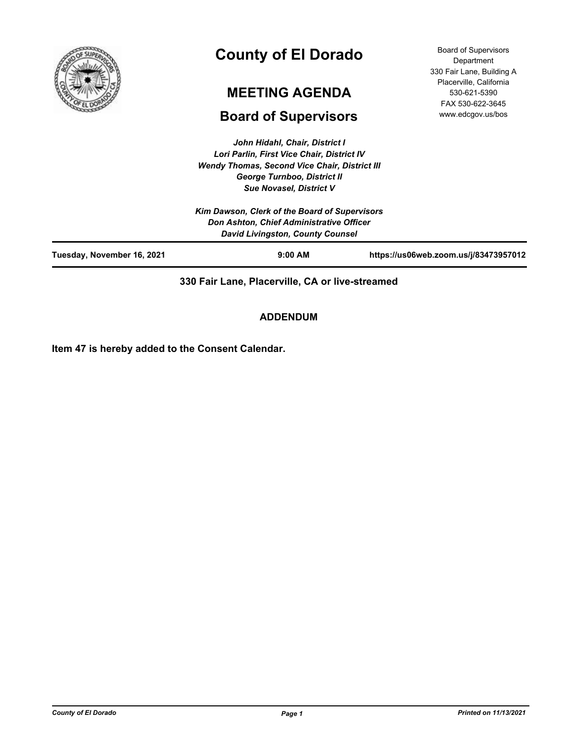# County of El Dorado

## MEETING AGENDA

## Board of Supervisors

Board of Supervisors Department
330 Fair Lane, Building A
Placerville, California
530-621-5390
FAX 530-622-3645
www.edcgov.us/bos

*John Hidahl, Chair, District I*
*Lori Parlin, First Vice Chair, District IV*
*Wendy Thomas, Second Vice Chair, District III*
*George Turnboo, District II*
*Sue Novasel, District V*

*Kim Dawson, Clerk of the Board of Supervisors*
*Don Ashton, Chief Administrative Officer*
*David Livingston, County Counsel*

**Tuesday, November 16, 2021** **9:00 AM** **https://us06web.zoom.us/j/83473957012**

**330 Fair Lane, Placerville, CA or live-streamed**

**ADDENDUM**

**Item 47 is hereby added to the Consent Calendar.**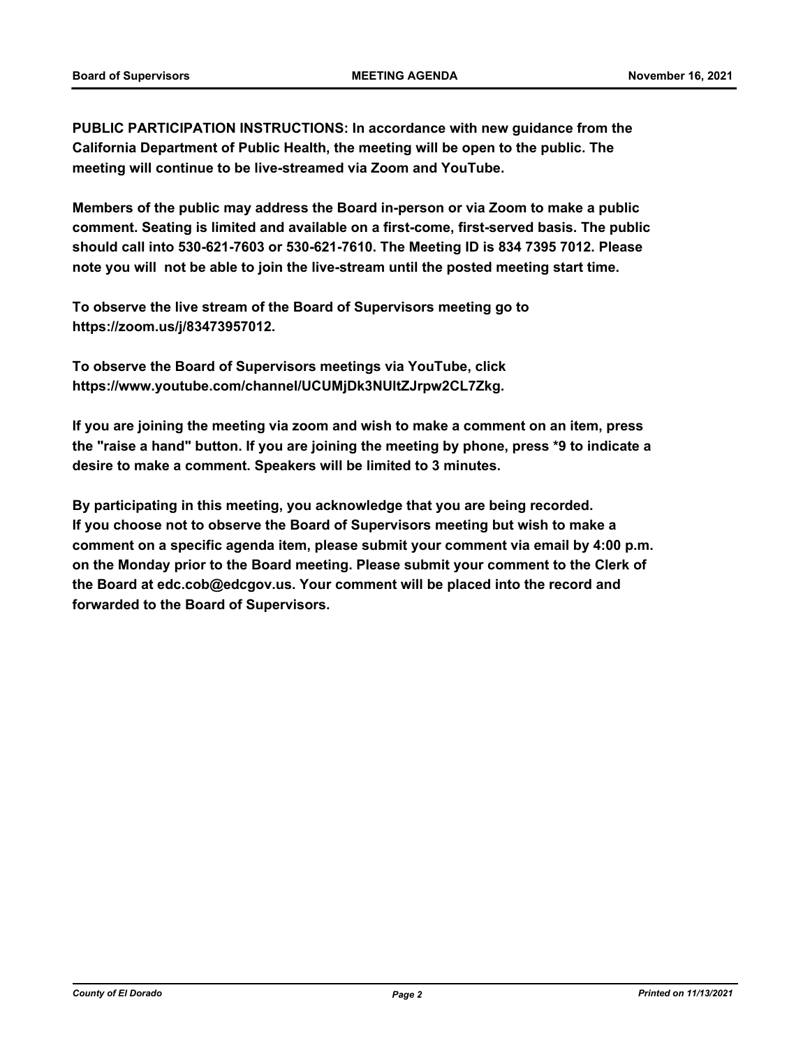**PUBLIC PARTICIPATION INSTRUCTIONS: In accordance with new guidance from the California Department of Public Health, the meeting will be open to the public. The meeting will continue to be live-streamed via Zoom and YouTube.**

**Members of the public may address the Board in-person or via Zoom to make a public comment. Seating is limited and available on a first-come, first-served basis. The public should call into 530-621-7603 or 530-621-7610. The Meeting ID is 834 7395 7012. Please note you will not be able to join the live-stream until the posted meeting start time.**

**To observe the live stream of the Board of Supervisors meeting go to https://zoom.us/j/83473957012.**

**To observe the Board of Supervisors meetings via YouTube, click https://www.youtube.com/channel/UCUMjDk3NUltZJrpw2CL7Zkg.**

**If you are joining the meeting via zoom and wish to make a comment on an item, press the "raise a hand" button. If you are joining the meeting by phone, press *9 to indicate a desire to make a comment. Speakers will be limited to 3 minutes.**

**By participating in this meeting, you acknowledge that you are being recorded. If you choose not to observe the Board of Supervisors meeting but wish to make a comment on a specific agenda item, please submit your comment via email by 4:00 p.m. on the Monday prior to the Board meeting. Please submit your comment to the Clerk of the Board at edc.cob@edcgov.us. Your comment will be placed into the record and forwarded to the Board of Supervisors.**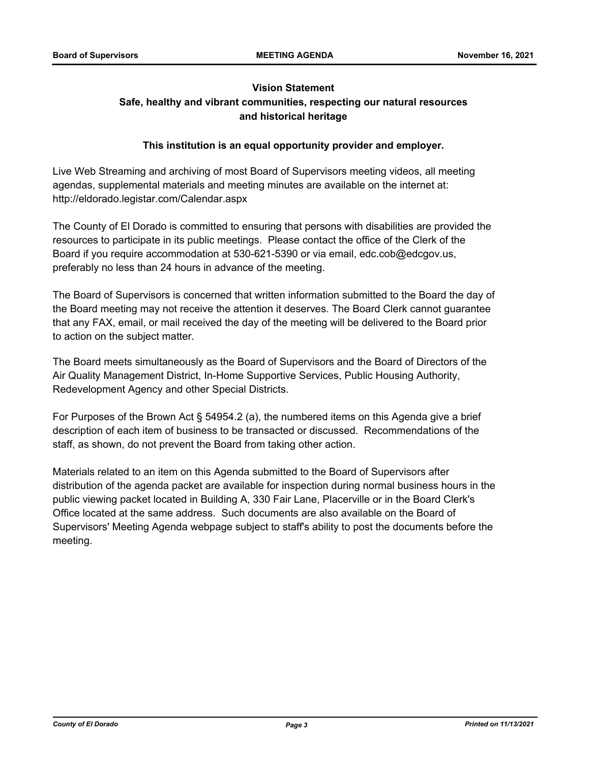**Vision Statement**

**Safe, healthy and vibrant communities, respecting our natural resources and historical heritage**

**This institution is an equal opportunity provider and employer.**

Live Web Streaming and archiving of most Board of Supervisors meeting videos, all meeting agendas, supplemental materials and meeting minutes are available on the internet at: http://eldorado.legistar.com/Calendar.aspx

The County of El Dorado is committed to ensuring that persons with disabilities are provided the resources to participate in its public meetings. Please contact the office of the Clerk of the Board if you require accommodation at 530-621-5390 or via email, edc.cob@edcgov.us, preferably no less than 24 hours in advance of the meeting.

The Board of Supervisors is concerned that written information submitted to the Board the day of the Board meeting may not receive the attention it deserves. The Board Clerk cannot guarantee that any FAX, email, or mail received the day of the meeting will be delivered to the Board prior to action on the subject matter.

The Board meets simultaneously as the Board of Supervisors and the Board of Directors of the Air Quality Management District, In-Home Supportive Services, Public Housing Authority, Redevelopment Agency and other Special Districts.

For Purposes of the Brown Act § 54954.2 (a), the numbered items on this Agenda give a brief description of each item of business to be transacted or discussed. Recommendations of the staff, as shown, do not prevent the Board from taking other action.

Materials related to an item on this Agenda submitted to the Board of Supervisors after distribution of the agenda packet are available for inspection during normal business hours in the public viewing packet located in Building A, 330 Fair Lane, Placerville or in the Board Clerk's Office located at the same address. Such documents are also available on the Board of Supervisors' Meeting Agenda webpage subject to staff's ability to post the documents before the meeting.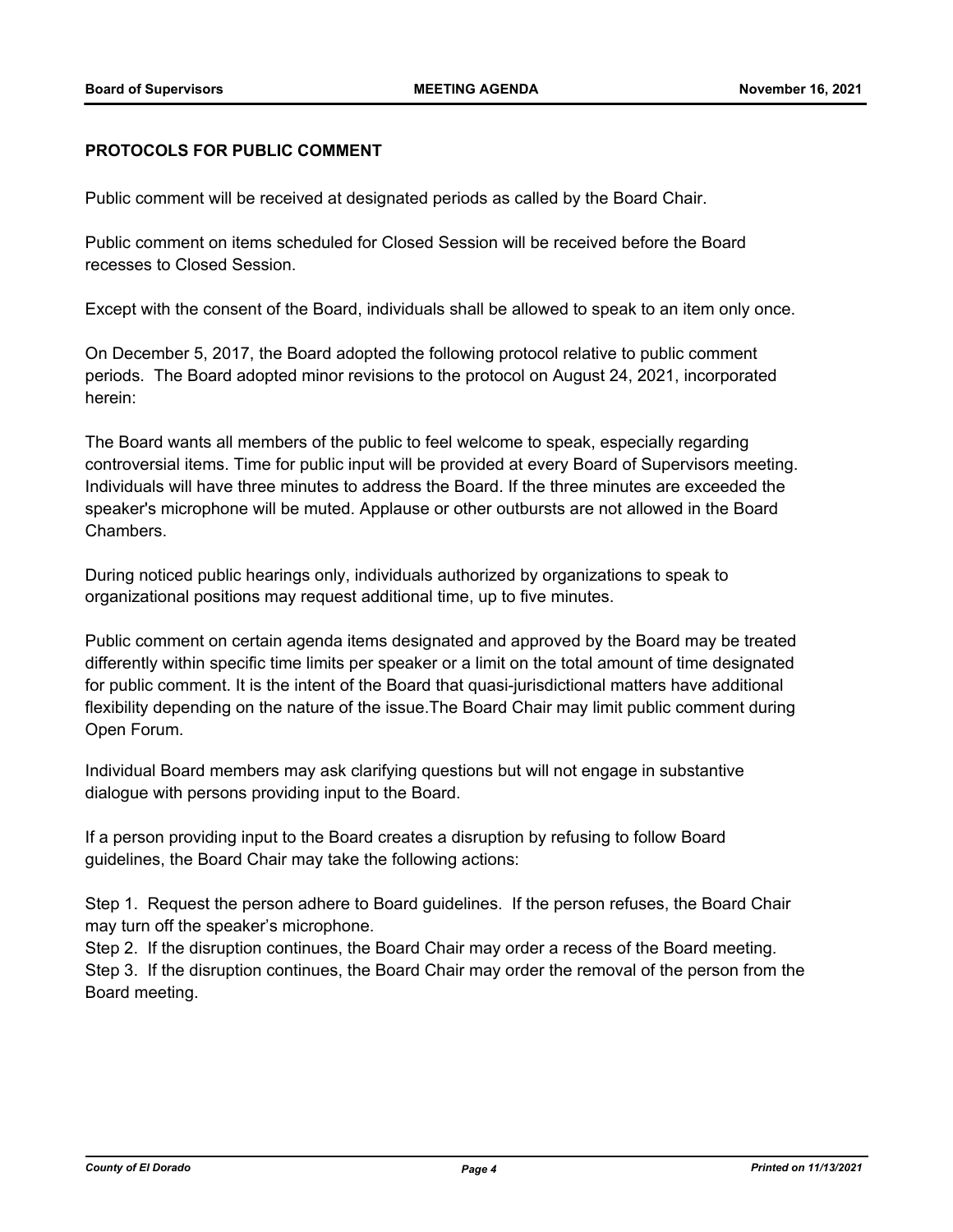**PROTOCOLS FOR PUBLIC COMMENT**

Public comment will be received at designated periods as called by the Board Chair.

Public comment on items scheduled for Closed Session will be received before the Board recesses to Closed Session.

Except with the consent of the Board, individuals shall be allowed to speak to an item only once.

On December 5, 2017, the Board adopted the following protocol relative to public comment periods. The Board adopted minor revisions to the protocol on August 24, 2021, incorporated herein:

The Board wants all members of the public to feel welcome to speak, especially regarding controversial items. Time for public input will be provided at every Board of Supervisors meeting. Individuals will have three minutes to address the Board. If the three minutes are exceeded the speaker's microphone will be muted. Applause or other outbursts are not allowed in the Board Chambers.

During noticed public hearings only, individuals authorized by organizations to speak to organizational positions may request additional time, up to five minutes.

Public comment on certain agenda items designated and approved by the Board may be treated differently within specific time limits per speaker or a limit on the total amount of time designated for public comment. It is the intent of the Board that quasi-jurisdictional matters have additional flexibility depending on the nature of the issue.The Board Chair may limit public comment during Open Forum.

Individual Board members may ask clarifying questions but will not engage in substantive dialogue with persons providing input to the Board.

If a person providing input to the Board creates a disruption by refusing to follow Board guidelines, the Board Chair may take the following actions:

Step 1. Request the person adhere to Board guidelines. If the person refuses, the Board Chair may turn off the speaker's microphone.
Step 2. If the disruption continues, the Board Chair may order a recess of the Board meeting.
Step 3. If the disruption continues, the Board Chair may order the removal of the person from the Board meeting.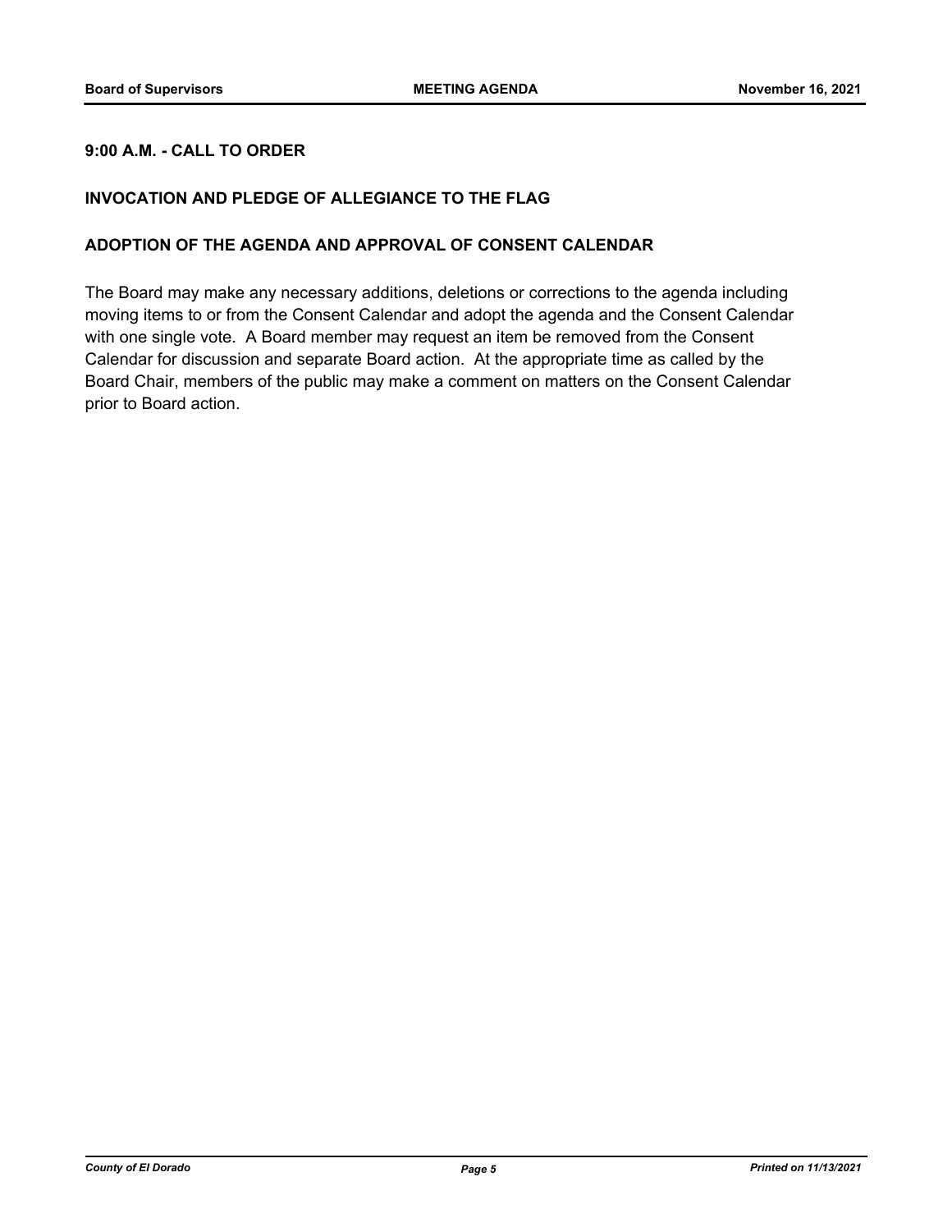**9:00 A.M. - CALL TO ORDER**

**INVOCATION AND PLEDGE OF ALLEGIANCE TO THE FLAG**

**ADOPTION OF THE AGENDA AND APPROVAL OF CONSENT CALENDAR**

The Board may make any necessary additions, deletions or corrections to the agenda including moving items to or from the Consent Calendar and adopt the agenda and the Consent Calendar with one single vote. A Board member may request an item be removed from the Consent Calendar for discussion and separate Board action. At the appropriate time as called by the Board Chair, members of the public may make a comment on matters on the Consent Calendar prior to Board action.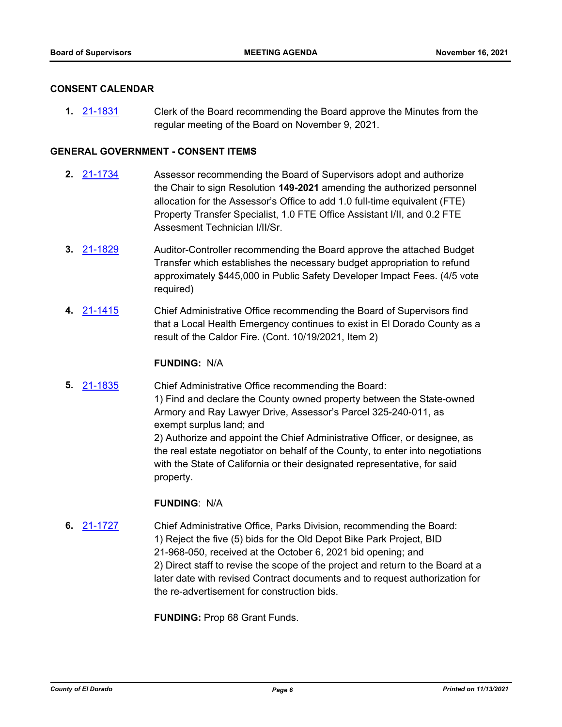## CONSENT CALENDAR

**1.** 21-1831 Clerk of the Board recommending the Board approve the Minutes from the regular meeting of the Board on November 9, 2021.

## GENERAL GOVERNMENT - CONSENT ITEMS

**2.** 21-1734 Assessor recommending the Board of Supervisors adopt and authorize the Chair to sign Resolution **149-2021** amending the authorized personnel allocation for the Assessor's Office to add 1.0 full-time equivalent (FTE) Property Transfer Specialist, 1.0 FTE Office Assistant I/II, and 0.2 FTE Assesment Technician I/II/Sr.

**3.** 21-1829 Auditor-Controller recommending the Board approve the attached Budget Transfer which establishes the necessary budget appropriation to refund approximately $445,000 in Public Safety Developer Impact Fees. (4/5 vote required)

**4.** 21-1415 Chief Administrative Office recommending the Board of Supervisors find that a Local Health Emergency continues to exist in El Dorado County as a result of the Caldor Fire. (Cont. 10/19/2021, Item 2)

**FUNDING:** N/A

**5.** 21-1835 Chief Administrative Office recommending the Board:
1) Find and declare the County owned property between the State-owned Armory and Ray Lawyer Drive, Assessor's Parcel 325-240-011, as exempt surplus land; and
2) Authorize and appoint the Chief Administrative Officer, or designee, as the real estate negotiator on behalf of the County, to enter into negotiations with the State of California or their designated representative, for said property.

**FUNDING**: N/A

**6.** 21-1727 Chief Administrative Office, Parks Division, recommending the Board:
1) Reject the five (5) bids for the Old Depot Bike Park Project, BID 21-968-050, received at the October 6, 2021 bid opening; and
2) Direct staff to revise the scope of the project and return to the Board at a later date with revised Contract documents and to request authorization for the re-advertisement for construction bids.

**FUNDING:** Prop 68 Grant Funds.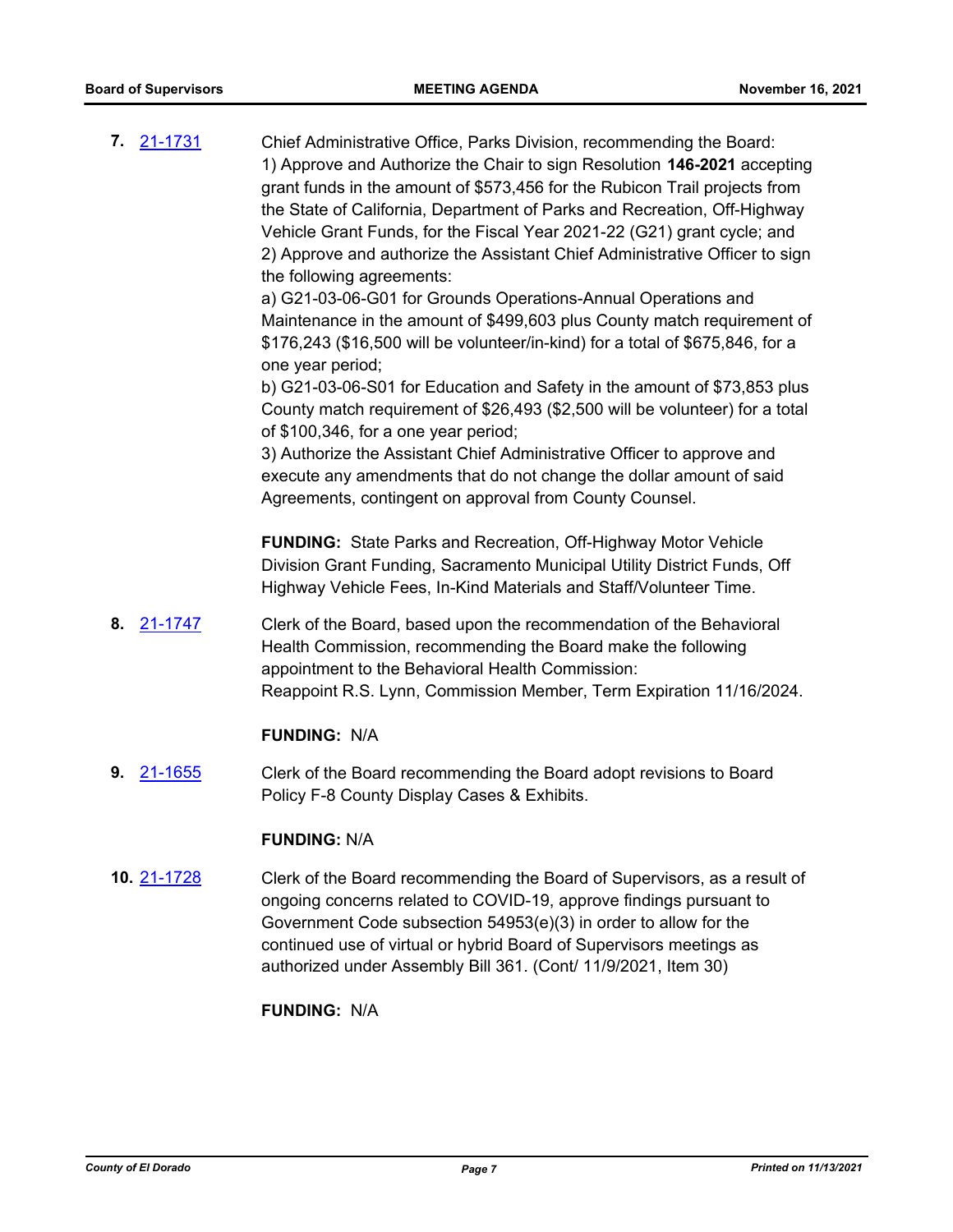**7.** 21-1731 Chief Administrative Office, Parks Division, recommending the Board:
1) Approve and Authorize the Chair to sign Resolution **146-2021** accepting grant funds in the amount of $573,456 for the Rubicon Trail projects from the State of California, Department of Parks and Recreation, Off-Highway Vehicle Grant Funds, for the Fiscal Year 2021-22 (G21) grant cycle; and
2) Approve and authorize the Assistant Chief Administrative Officer to sign the following agreements:
a) G21-03-06-G01 for Grounds Operations-Annual Operations and Maintenance in the amount of $499,603 plus County match requirement of $176,243 ($16,500 will be volunteer/in-kind) for a total of $675,846, for a one year period;
b) G21-03-06-S01 for Education and Safety in the amount of $73,853 plus County match requirement of $26,493 ($2,500 will be volunteer) for a total of $100,346, for a one year period;
3) Authorize the Assistant Chief Administrative Officer to approve and execute any amendments that do not change the dollar amount of said Agreements, contingent on approval from County Counsel.

**FUNDING:** State Parks and Recreation, Off-Highway Motor Vehicle Division Grant Funding, Sacramento Municipal Utility District Funds, Off Highway Vehicle Fees, In-Kind Materials and Staff/Volunteer Time.

**8.** 21-1747 Clerk of the Board, based upon the recommendation of the Behavioral Health Commission, recommending the Board make the following appointment to the Behavioral Health Commission:
Reappoint R.S. Lynn, Commission Member, Term Expiration 11/16/2024.

**FUNDING:** N/A

**9.** 21-1655 Clerk of the Board recommending the Board adopt revisions to Board Policy F-8 County Display Cases & Exhibits.

**FUNDING:** N/A

**10.** 21-1728 Clerk of the Board recommending the Board of Supervisors, as a result of ongoing concerns related to COVID-19, approve findings pursuant to Government Code subsection 54953(e)(3) in order to allow for the continued use of virtual or hybrid Board of Supervisors meetings as authorized under Assembly Bill 361. (Cont/ 11/9/2021, Item 30)

**FUNDING:** N/A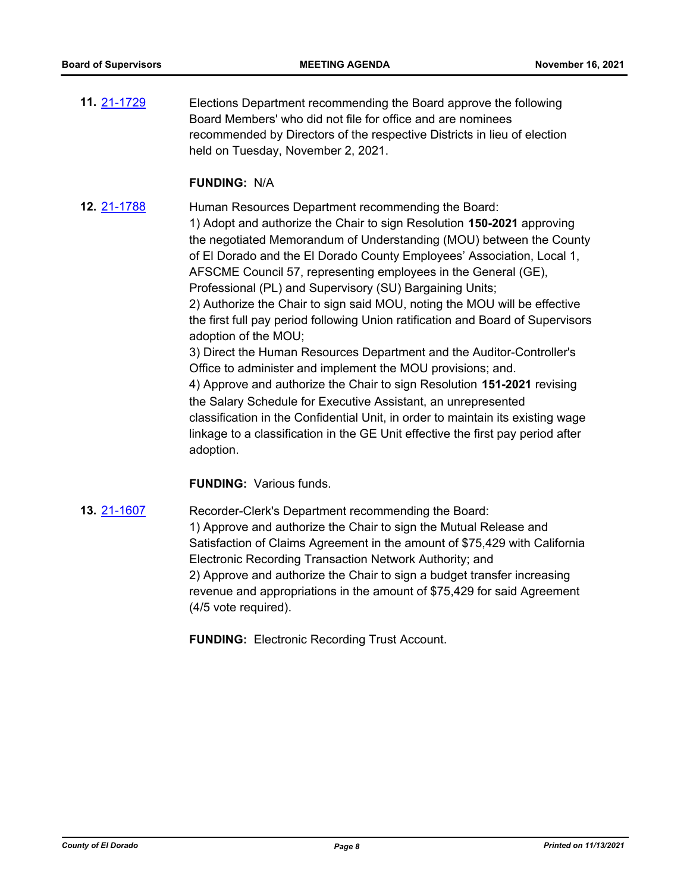**11.** 21-1729 Elections Department recommending the Board approve the following Board Members' who did not file for office and are nominees recommended by Directors of the respective Districts in lieu of election held on Tuesday, November 2, 2021.

**FUNDING:** N/A

**12.** 21-1788 Human Resources Department recommending the Board:

1) Adopt and authorize the Chair to sign Resolution **150-2021** approving the negotiated Memorandum of Understanding (MOU) between the County of El Dorado and the El Dorado County Employees' Association, Local 1, AFSCME Council 57, representing employees in the General (GE), Professional (PL) and Supervisory (SU) Bargaining Units;
2) Authorize the Chair to sign said MOU, noting the MOU will be effective the first full pay period following Union ratification and Board of Supervisors adoption of the MOU;
3) Direct the Human Resources Department and the Auditor-Controller's Office to administer and implement the MOU provisions; and.
4) Approve and authorize the Chair to sign Resolution **151-2021** revising the Salary Schedule for Executive Assistant, an unrepresented classification in the Confidential Unit, in order to maintain its existing wage linkage to a classification in the GE Unit effective the first pay period after adoption.

**FUNDING:** Various funds.

**13.** 21-1607 Recorder-Clerk's Department recommending the Board:

1) Approve and authorize the Chair to sign the Mutual Release and Satisfaction of Claims Agreement in the amount of $75,429 with California Electronic Recording Transaction Network Authority; and
2) Approve and authorize the Chair to sign a budget transfer increasing revenue and appropriations in the amount of $75,429 for said Agreement (4/5 vote required).

**FUNDING:** Electronic Recording Trust Account.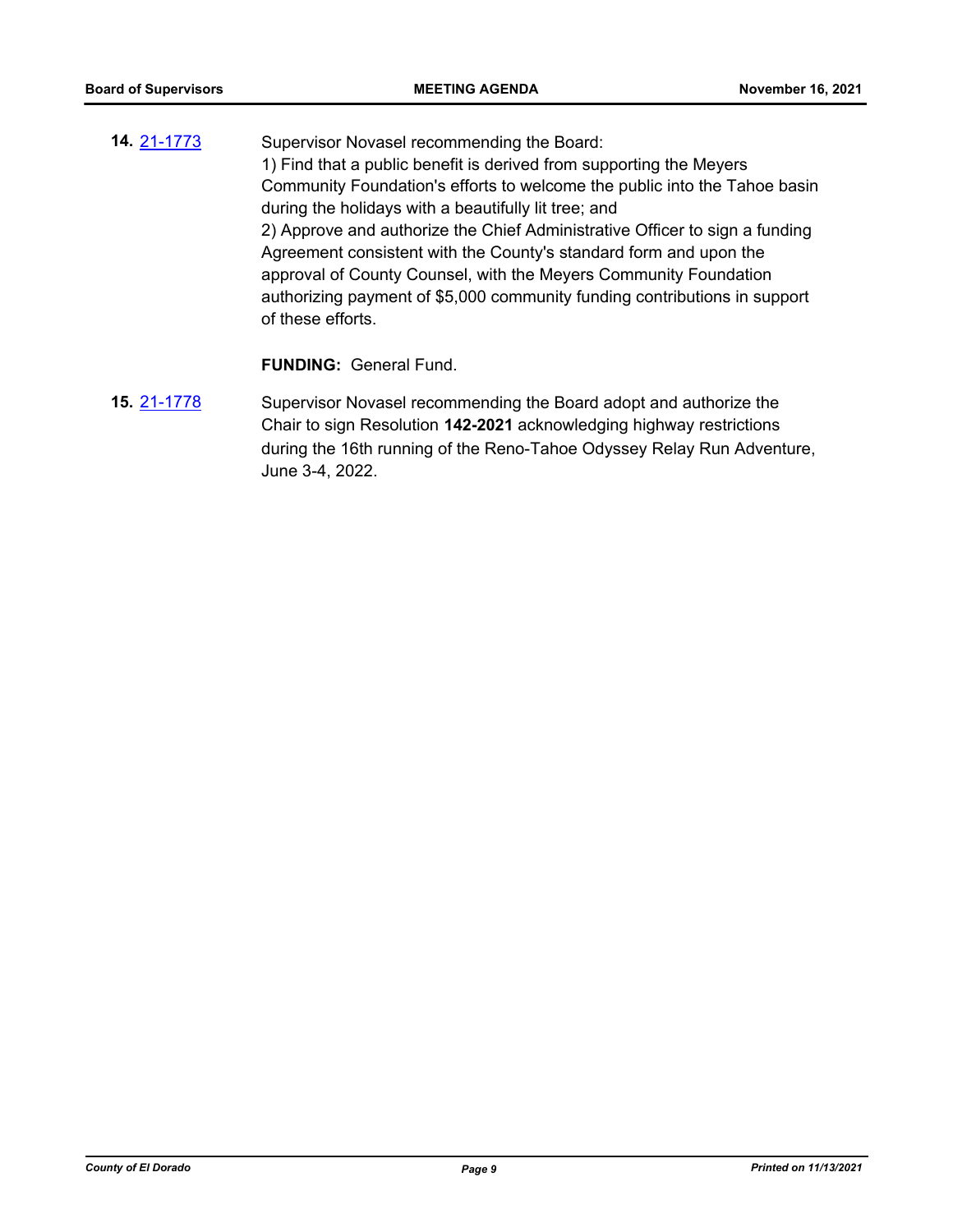**14.** [21-1773](21-1773)

Supervisor Novasel recommending the Board:
1) Find that a public benefit is derived from supporting the Meyers Community Foundation's efforts to welcome the public into the Tahoe basin during the holidays with a beautifully lit tree; and
2) Approve and authorize the Chief Administrative Officer to sign a funding Agreement consistent with the County's standard form and upon the approval of County Counsel, with the Meyers Community Foundation authorizing payment of $5,000 community funding contributions in support of these efforts.

**FUNDING:** General Fund.

**15.** [21-1778](21-1778)

Supervisor Novasel recommending the Board adopt and authorize the Chair to sign Resolution **142-2021** acknowledging highway restrictions during the 16th running of the Reno-Tahoe Odyssey Relay Run Adventure, June 3-4, 2022.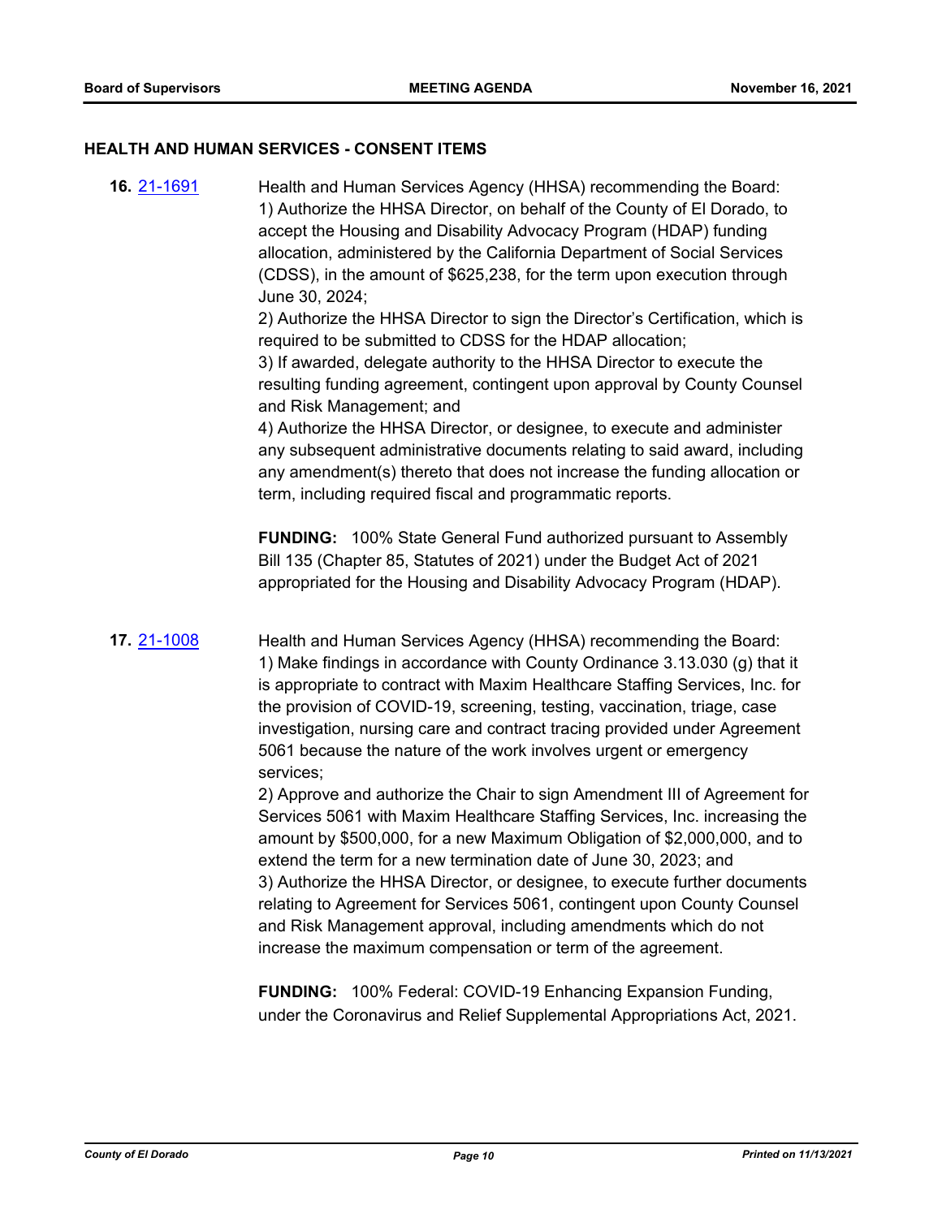## HEALTH AND HUMAN SERVICES - CONSENT ITEMS

**16.** 21-1691

Health and Human Services Agency (HHSA) recommending the Board:
1) Authorize the HHSA Director, on behalf of the County of El Dorado, to accept the Housing and Disability Advocacy Program (HDAP) funding allocation, administered by the California Department of Social Services (CDSS), in the amount of $625,238, for the term upon execution through June 30, 2024;
2) Authorize the HHSA Director to sign the Director's Certification, which is required to be submitted to CDSS for the HDAP allocation;
3) If awarded, delegate authority to the HHSA Director to execute the resulting funding agreement, contingent upon approval by County Counsel and Risk Management; and
4) Authorize the HHSA Director, or designee, to execute and administer any subsequent administrative documents relating to said award, including any amendment(s) thereto that does not increase the funding allocation or term, including required fiscal and programmatic reports.

**FUNDING:** 100% State General Fund authorized pursuant to Assembly Bill 135 (Chapter 85, Statutes of 2021) under the Budget Act of 2021 appropriated for the Housing and Disability Advocacy Program (HDAP).

**17.** 21-1008

Health and Human Services Agency (HHSA) recommending the Board:
1) Make findings in accordance with County Ordinance 3.13.030 (g) that it is appropriate to contract with Maxim Healthcare Staffing Services, Inc. for the provision of COVID-19, screening, testing, vaccination, triage, case investigation, nursing care and contract tracing provided under Agreement 5061 because the nature of the work involves urgent or emergency services;
2) Approve and authorize the Chair to sign Amendment III of Agreement for Services 5061 with Maxim Healthcare Staffing Services, Inc. increasing the amount by $500,000, for a new Maximum Obligation of $2,000,000, and to extend the term for a new termination date of June 30, 2023; and
3) Authorize the HHSA Director, or designee, to execute further documents relating to Agreement for Services 5061, contingent upon County Counsel and Risk Management approval, including amendments which do not increase the maximum compensation or term of the agreement.

**FUNDING:** 100% Federal: COVID-19 Enhancing Expansion Funding, under the Coronavirus and Relief Supplemental Appropriations Act, 2021.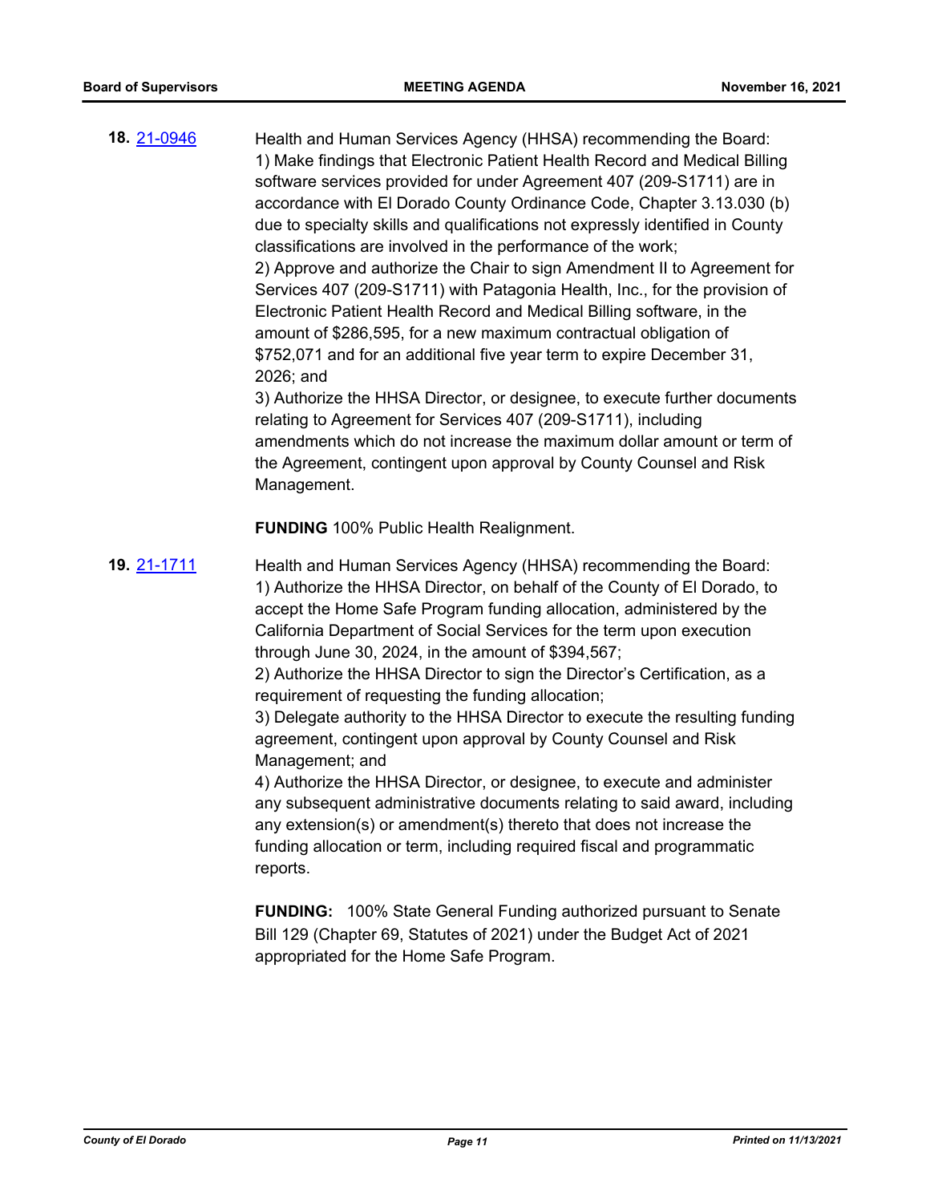**18.** 21-0946

Health and Human Services Agency (HHSA) recommending the Board:
1) Make findings that Electronic Patient Health Record and Medical Billing software services provided for under Agreement 407 (209-S1711) are in accordance with El Dorado County Ordinance Code, Chapter 3.13.030 (b) due to specialty skills and qualifications not expressly identified in County classifications are involved in the performance of the work;
2) Approve and authorize the Chair to sign Amendment II to Agreement for Services 407 (209-S1711) with Patagonia Health, Inc., for the provision of Electronic Patient Health Record and Medical Billing software, in the amount of $286,595, for a new maximum contractual obligation of $752,071 and for an additional five year term to expire December 31, 2026; and
3) Authorize the HHSA Director, or designee, to execute further documents relating to Agreement for Services 407 (209-S1711), including amendments which do not increase the maximum dollar amount or term of the Agreement, contingent upon approval by County Counsel and Risk Management.

**FUNDING** 100% Public Health Realignment.

**19.** 21-1711

Health and Human Services Agency (HHSA) recommending the Board:
1) Authorize the HHSA Director, on behalf of the County of El Dorado, to accept the Home Safe Program funding allocation, administered by the California Department of Social Services for the term upon execution through June 30, 2024, in the amount of $394,567;
2) Authorize the HHSA Director to sign the Director's Certification, as a requirement of requesting the funding allocation;
3) Delegate authority to the HHSA Director to execute the resulting funding agreement, contingent upon approval by County Counsel and Risk Management; and
4) Authorize the HHSA Director, or designee, to execute and administer any subsequent administrative documents relating to said award, including any extension(s) or amendment(s) thereto that does not increase the funding allocation or term, including required fiscal and programmatic reports.

**FUNDING:** 100% State General Funding authorized pursuant to Senate Bill 129 (Chapter 69, Statutes of 2021) under the Budget Act of 2021 appropriated for the Home Safe Program.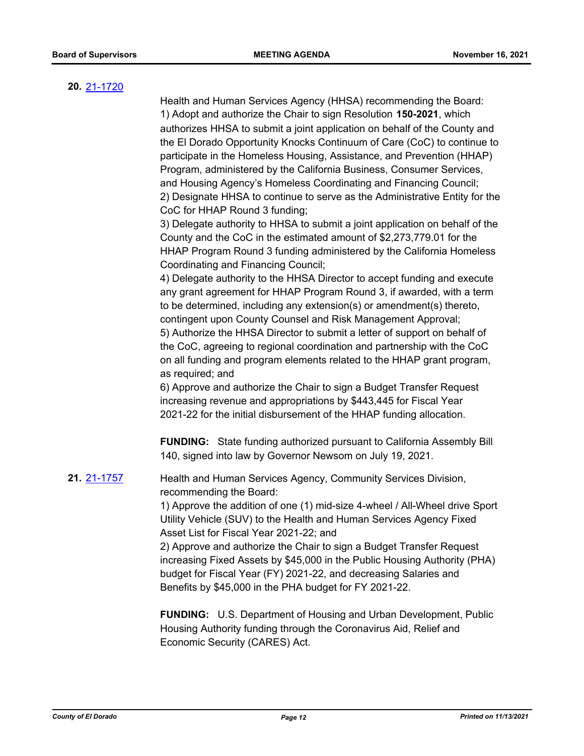**20.** [21-1720](21-1720)

Health and Human Services Agency (HHSA) recommending the Board:
1) Adopt and authorize the Chair to sign Resolution **150-2021**, which authorizes HHSA to submit a joint application on behalf of the County and the El Dorado Opportunity Knocks Continuum of Care (CoC) to continue to participate in the Homeless Housing, Assistance, and Prevention (HHAP) Program, administered by the California Business, Consumer Services, and Housing Agency's Homeless Coordinating and Financing Council;
2) Designate HHSA to continue to serve as the Administrative Entity for the CoC for HHAP Round 3 funding;
3) Delegate authority to HHSA to submit a joint application on behalf of the County and the CoC in the estimated amount of $2,273,779.01 for the HHAP Program Round 3 funding administered by the California Homeless Coordinating and Financing Council;
4) Delegate authority to the HHSA Director to accept funding and execute any grant agreement for HHAP Program Round 3, if awarded, with a term to be determined, including any extension(s) or amendment(s) thereto, contingent upon County Counsel and Risk Management Approval;
5) Authorize the HHSA Director to submit a letter of support on behalf of the CoC, agreeing to regional coordination and partnership with the CoC on all funding and program elements related to the HHAP grant program, as required; and
6) Approve and authorize the Chair to sign a Budget Transfer Request increasing revenue and appropriations by $443,445 for Fiscal Year 2021-22 for the initial disbursement of the HHAP funding allocation.

**FUNDING:** State funding authorized pursuant to California Assembly Bill 140, signed into law by Governor Newsom on July 19, 2021.

**21.** [21-1757](21-1757)

Health and Human Services Agency, Community Services Division, recommending the Board:
1) Approve the addition of one (1) mid-size 4-wheel / All-Wheel drive Sport Utility Vehicle (SUV) to the Health and Human Services Agency Fixed Asset List for Fiscal Year 2021-22; and
2) Approve and authorize the Chair to sign a Budget Transfer Request increasing Fixed Assets by $45,000 in the Public Housing Authority (PHA) budget for Fiscal Year (FY) 2021-22, and decreasing Salaries and Benefits by $45,000 in the PHA budget for FY 2021-22.

**FUNDING:** U.S. Department of Housing and Urban Development, Public Housing Authority funding through the Coronavirus Aid, Relief and Economic Security (CARES) Act.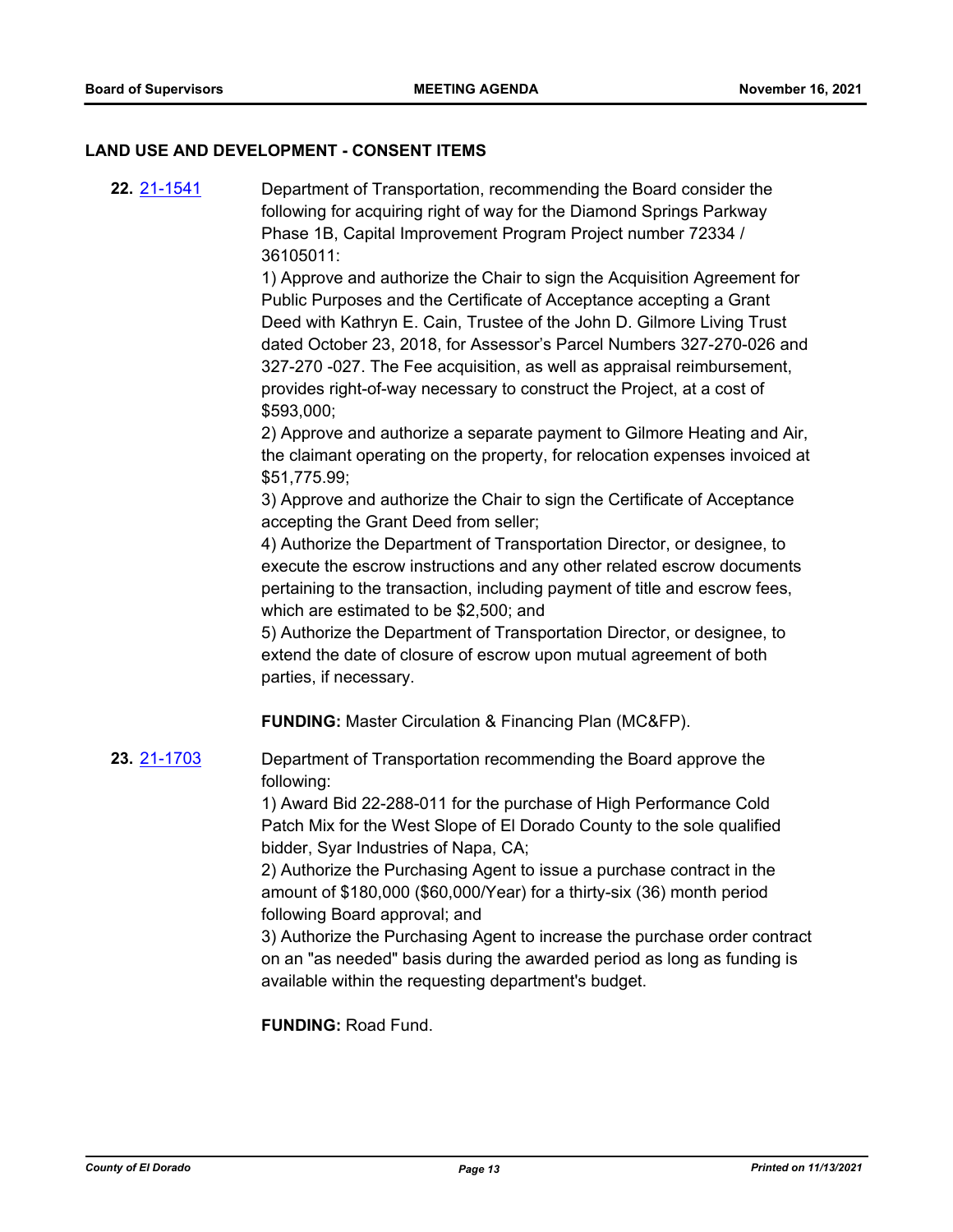## LAND USE AND DEVELOPMENT - CONSENT ITEMS

**22.** [21-1541](21-1541) Department of Transportation, recommending the Board consider the following for acquiring right of way for the Diamond Springs Parkway Phase 1B, Capital Improvement Program Project number 72334 / 36105011:

1) Approve and authorize the Chair to sign the Acquisition Agreement for Public Purposes and the Certificate of Acceptance accepting a Grant Deed with Kathryn E. Cain, Trustee of the John D. Gilmore Living Trust dated October 23, 2018, for Assessor's Parcel Numbers 327-270-026 and 327-270 -027. The Fee acquisition, as well as appraisal reimbursement, provides right-of-way necessary to construct the Project, at a cost of $593,000;

2) Approve and authorize a separate payment to Gilmore Heating and Air, the claimant operating on the property, for relocation expenses invoiced at $51,775.99;

3) Approve and authorize the Chair to sign the Certificate of Acceptance accepting the Grant Deed from seller;

4) Authorize the Department of Transportation Director, or designee, to execute the escrow instructions and any other related escrow documents pertaining to the transaction, including payment of title and escrow fees, which are estimated to be $2,500; and

5) Authorize the Department of Transportation Director, or designee, to extend the date of closure of escrow upon mutual agreement of both parties, if necessary.

**FUNDING:** Master Circulation & Financing Plan (MC&FP).

**23.** [21-1703](21-1703) Department of Transportation recommending the Board approve the following:

1) Award Bid 22-288-011 for the purchase of High Performance Cold Patch Mix for the West Slope of El Dorado County to the sole qualified bidder, Syar Industries of Napa, CA;

2) Authorize the Purchasing Agent to issue a purchase contract in the amount of $180,000 ($60,000/Year) for a thirty-six (36) month period following Board approval; and

3) Authorize the Purchasing Agent to increase the purchase order contract on an "as needed" basis during the awarded period as long as funding is available within the requesting department's budget.

**FUNDING:** Road Fund.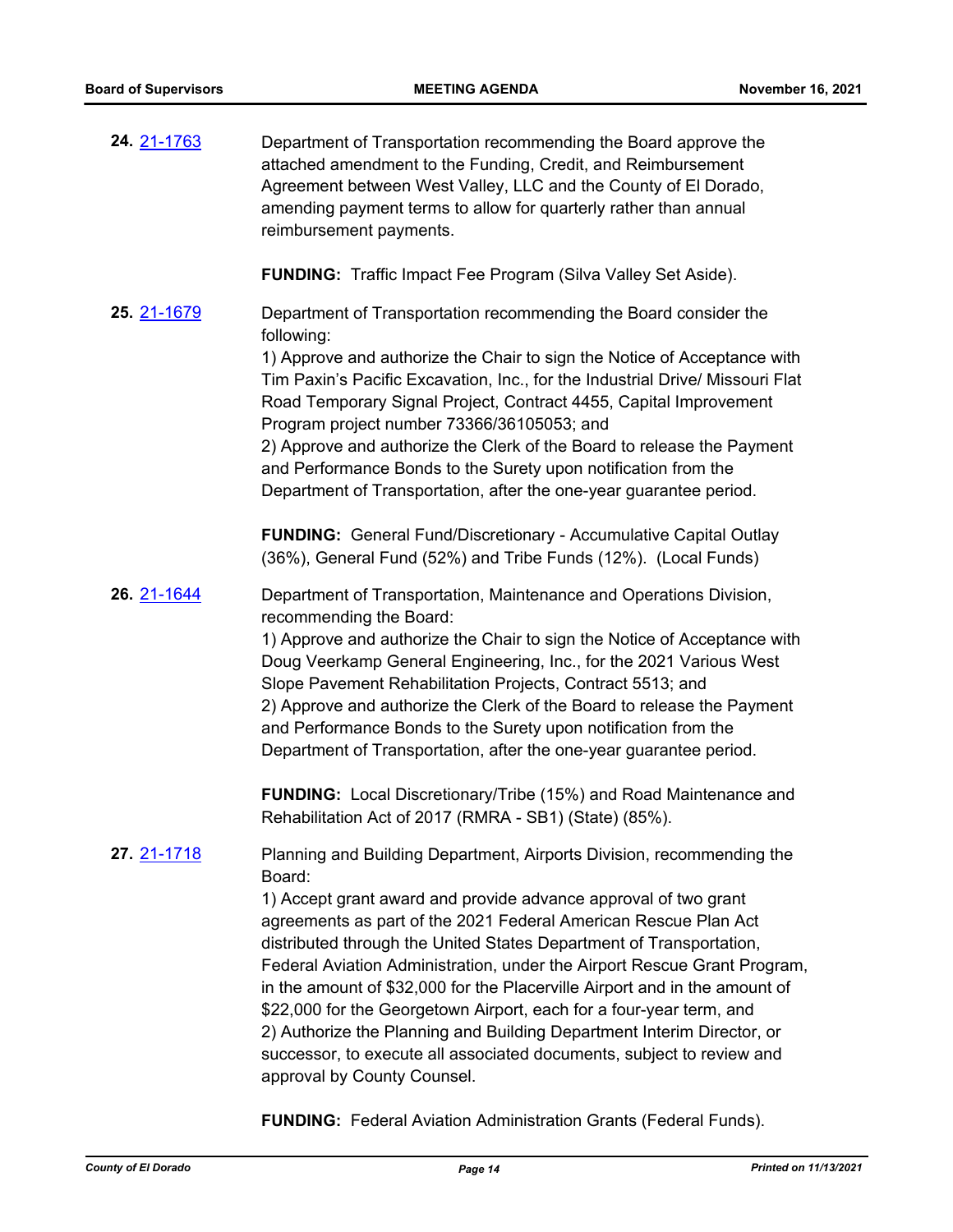**24.** 21-1763 Department of Transportation recommending the Board approve the attached amendment to the Funding, Credit, and Reimbursement Agreement between West Valley, LLC and the County of El Dorado, amending payment terms to allow for quarterly rather than annual reimbursement payments.

**FUNDING:** Traffic Impact Fee Program (Silva Valley Set Aside).

**25.** 21-1679 Department of Transportation recommending the Board consider the following:
1) Approve and authorize the Chair to sign the Notice of Acceptance with Tim Paxin's Pacific Excavation, Inc., for the Industrial Drive/ Missouri Flat Road Temporary Signal Project, Contract 4455, Capital Improvement Program project number 73366/36105053; and
2) Approve and authorize the Clerk of the Board to release the Payment and Performance Bonds to the Surety upon notification from the Department of Transportation, after the one-year guarantee period.

**FUNDING:** General Fund/Discretionary - Accumulative Capital Outlay (36%), General Fund (52%) and Tribe Funds (12%). (Local Funds)

**26.** 21-1644 Department of Transportation, Maintenance and Operations Division, recommending the Board:
1) Approve and authorize the Chair to sign the Notice of Acceptance with Doug Veerkamp General Engineering, Inc., for the 2021 Various West Slope Pavement Rehabilitation Projects, Contract 5513; and
2) Approve and authorize the Clerk of the Board to release the Payment and Performance Bonds to the Surety upon notification from the Department of Transportation, after the one-year guarantee period.

**FUNDING:** Local Discretionary/Tribe (15%) and Road Maintenance and Rehabilitation Act of 2017 (RMRA - SB1) (State) (85%).

**27.** 21-1718 Planning and Building Department, Airports Division, recommending the Board:
1) Accept grant award and provide advance approval of two grant agreements as part of the 2021 Federal American Rescue Plan Act distributed through the United States Department of Transportation, Federal Aviation Administration, under the Airport Rescue Grant Program, in the amount of $32,000 for the Placerville Airport and in the amount of $22,000 for the Georgetown Airport, each for a four-year term, and
2) Authorize the Planning and Building Department Interim Director, or successor, to execute all associated documents, subject to review and approval by County Counsel.

**FUNDING:** Federal Aviation Administration Grants (Federal Funds).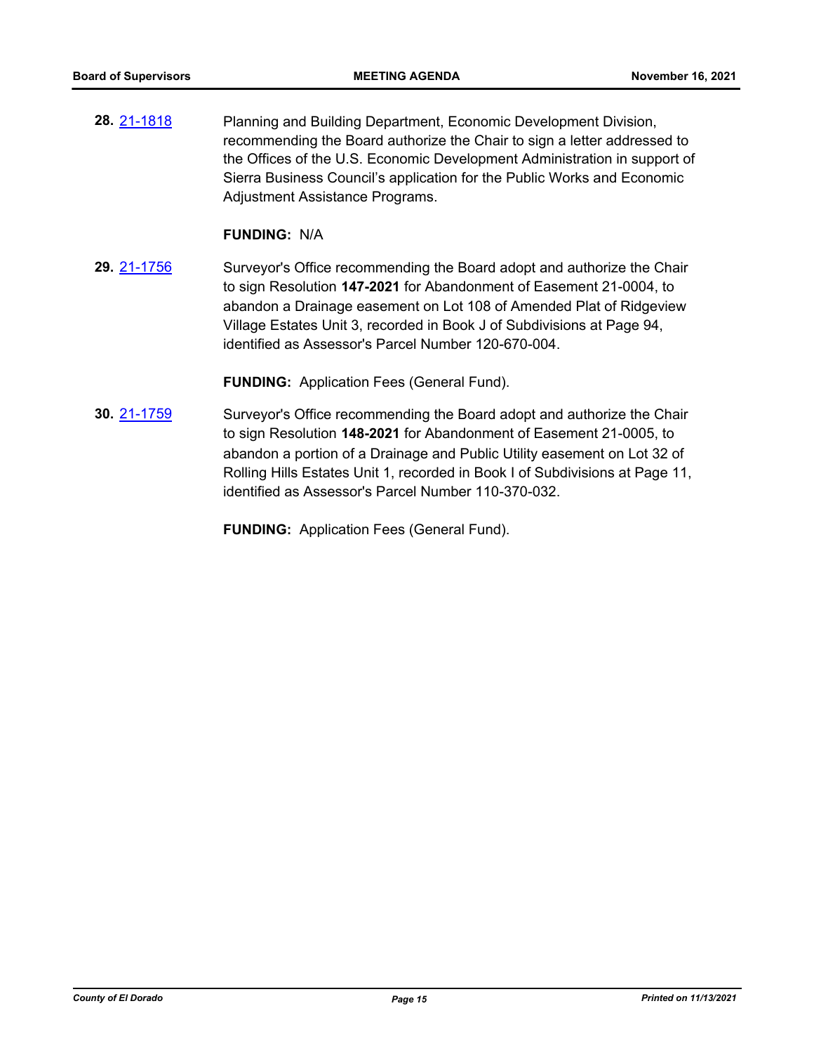**28.** 21-1818 Planning and Building Department, Economic Development Division, recommending the Board authorize the Chair to sign a letter addressed to the Offices of the U.S. Economic Development Administration in support of Sierra Business Council's application for the Public Works and Economic Adjustment Assistance Programs.

**FUNDING:** N/A

**29.** 21-1756 Surveyor's Office recommending the Board adopt and authorize the Chair to sign Resolution **147-2021** for Abandonment of Easement 21-0004, to abandon a Drainage easement on Lot 108 of Amended Plat of Ridgeview Village Estates Unit 3, recorded in Book J of Subdivisions at Page 94, identified as Assessor's Parcel Number 120-670-004.

**FUNDING:** Application Fees (General Fund).

**30.** 21-1759 Surveyor's Office recommending the Board adopt and authorize the Chair to sign Resolution **148-2021** for Abandonment of Easement 21-0005, to abandon a portion of a Drainage and Public Utility easement on Lot 32 of Rolling Hills Estates Unit 1, recorded in Book I of Subdivisions at Page 11, identified as Assessor's Parcel Number 110-370-032.

**FUNDING:** Application Fees (General Fund).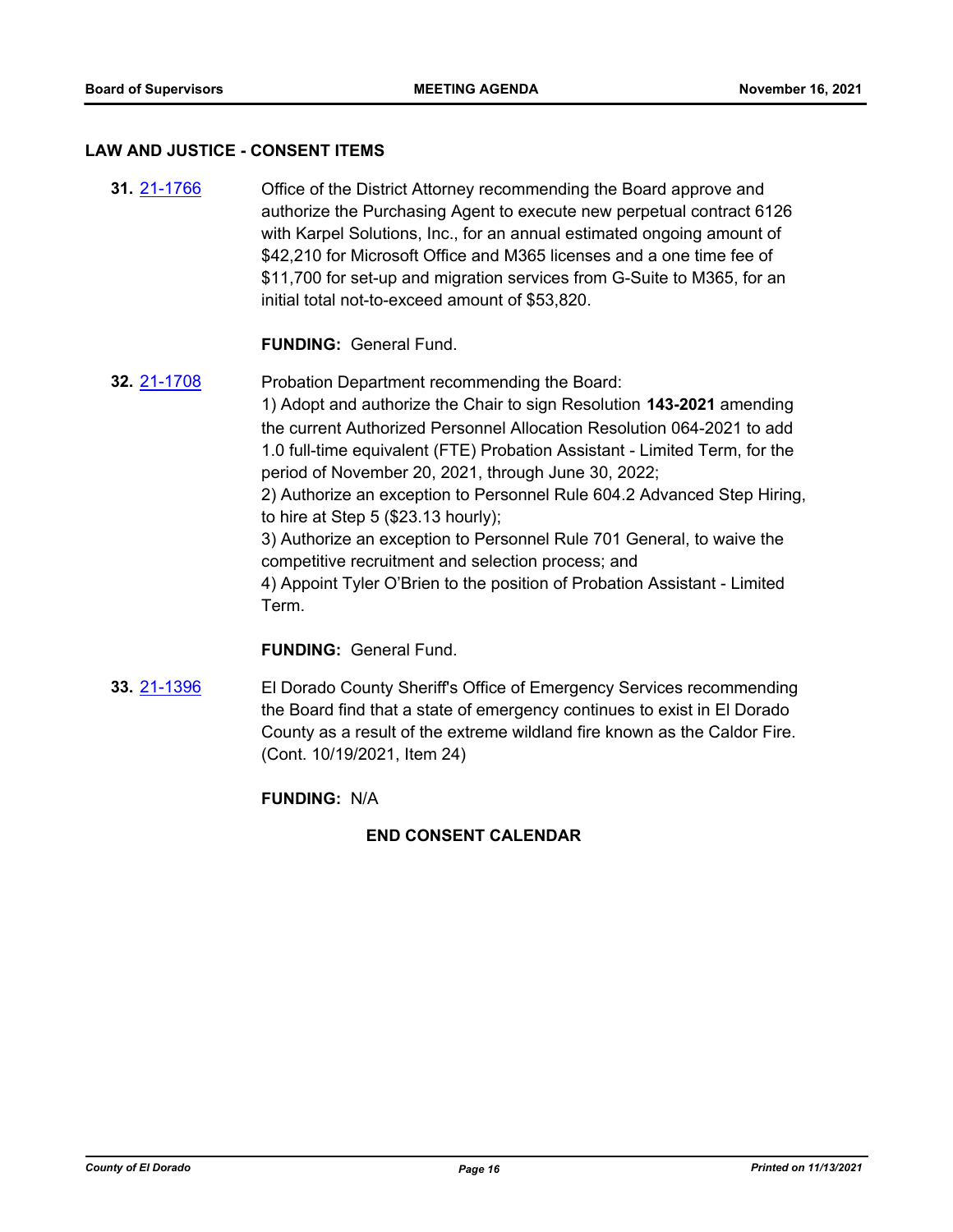## LAW AND JUSTICE - CONSENT ITEMS

**31.** 21-1766 Office of the District Attorney recommending the Board approve and authorize the Purchasing Agent to execute new perpetual contract 6126 with Karpel Solutions, Inc., for an annual estimated ongoing amount of $42,210 for Microsoft Office and M365 licenses and a one time fee of $11,700 for set-up and migration services from G-Suite to M365, for an initial total not-to-exceed amount of $53,820.

**FUNDING:** General Fund.

**32.** 21-1708 Probation Department recommending the Board:
1) Adopt and authorize the Chair to sign Resolution **143-2021** amending the current Authorized Personnel Allocation Resolution 064-2021 to add 1.0 full-time equivalent (FTE) Probation Assistant - Limited Term, for the period of November 20, 2021, through June 30, 2022;
2) Authorize an exception to Personnel Rule 604.2 Advanced Step Hiring, to hire at Step 5 ($23.13 hourly);
3) Authorize an exception to Personnel Rule 701 General, to waive the competitive recruitment and selection process; and
4) Appoint Tyler O'Brien to the position of Probation Assistant - Limited Term.

**FUNDING:** General Fund.

**33.** 21-1396 El Dorado County Sheriff's Office of Emergency Services recommending the Board find that a state of emergency continues to exist in El Dorado County as a result of the extreme wildland fire known as the Caldor Fire. (Cont. 10/19/2021, Item 24)

**FUNDING:** N/A

**END CONSENT CALENDAR**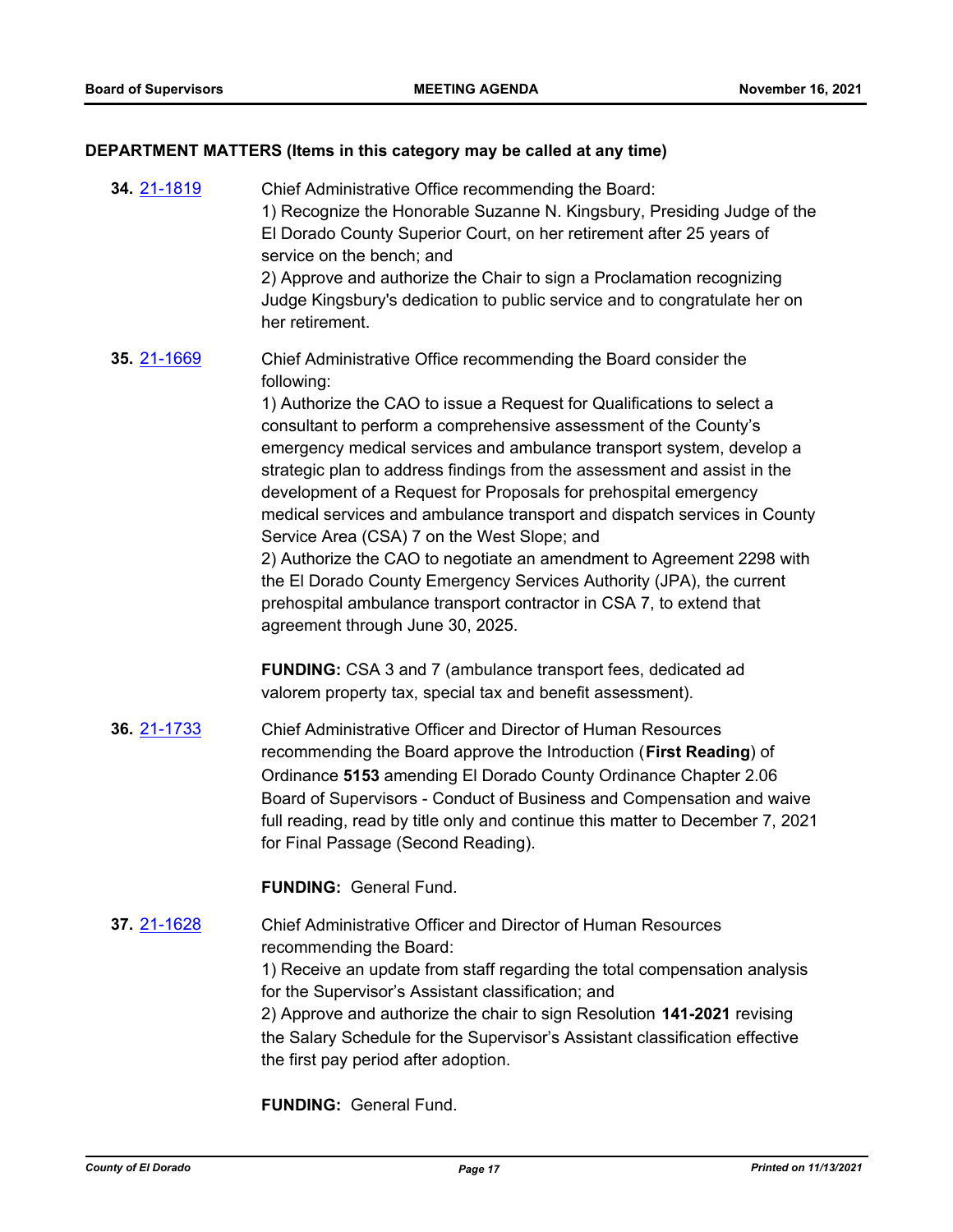## DEPARTMENT MATTERS (Items in this category may be called at any time)

**34.** 21-1819

Chief Administrative Office recommending the Board:
1) Recognize the Honorable Suzanne N. Kingsbury, Presiding Judge of the El Dorado County Superior Court, on her retirement after 25 years of service on the bench; and
2) Approve and authorize the Chair to sign a Proclamation recognizing Judge Kingsbury's dedication to public service and to congratulate her on her retirement.

**35.** 21-1669

Chief Administrative Office recommending the Board consider the following:
1) Authorize the CAO to issue a Request for Qualifications to select a consultant to perform a comprehensive assessment of the County's emergency medical services and ambulance transport system, develop a strategic plan to address findings from the assessment and assist in the development of a Request for Proposals for prehospital emergency medical services and ambulance transport and dispatch services in County Service Area (CSA) 7 on the West Slope; and
2) Authorize the CAO to negotiate an amendment to Agreement 2298 with the El Dorado County Emergency Services Authority (JPA), the current prehospital ambulance transport contractor in CSA 7, to extend that agreement through June 30, 2025.

**FUNDING:** CSA 3 and 7 (ambulance transport fees, dedicated ad valorem property tax, special tax and benefit assessment).

**36.** 21-1733

Chief Administrative Officer and Director of Human Resources recommending the Board approve the Introduction (**First Reading**) of Ordinance **5153** amending El Dorado County Ordinance Chapter 2.06 Board of Supervisors - Conduct of Business and Compensation and waive full reading, read by title only and continue this matter to December 7, 2021 for Final Passage (Second Reading).

**FUNDING:** General Fund.

**37.** 21-1628

Chief Administrative Officer and Director of Human Resources recommending the Board:
1) Receive an update from staff regarding the total compensation analysis for the Supervisor's Assistant classification; and
2) Approve and authorize the chair to sign Resolution **141-2021** revising the Salary Schedule for the Supervisor's Assistant classification effective the first pay period after adoption.

**FUNDING:** General Fund.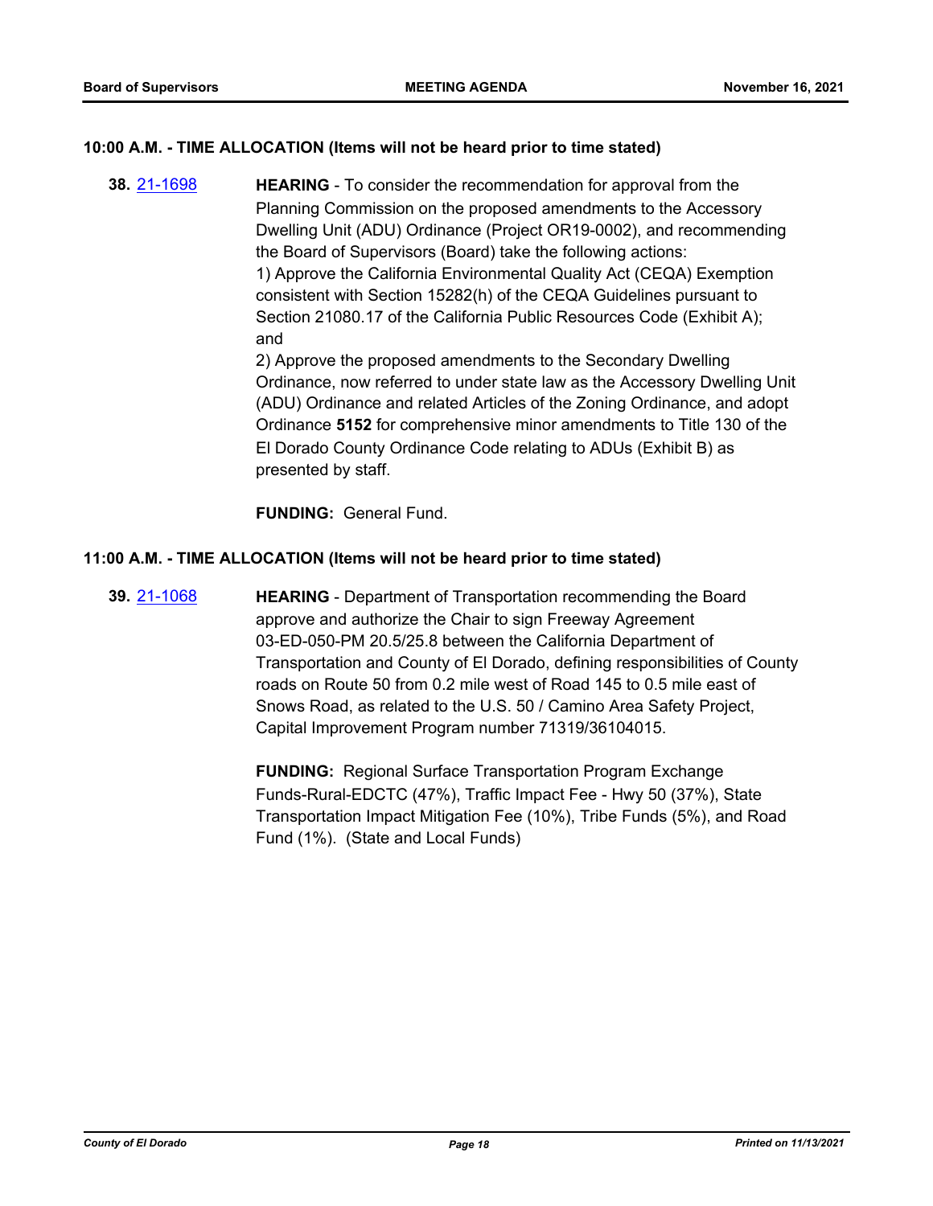### 10:00 A.M. - TIME ALLOCATION (Items will not be heard prior to time stated)

**38.** [21-1698](21-1698) **HEARING** - To consider the recommendation for approval from the Planning Commission on the proposed amendments to the Accessory Dwelling Unit (ADU) Ordinance (Project OR19-0002), and recommending the Board of Supervisors (Board) take the following actions:

1) Approve the California Environmental Quality Act (CEQA) Exemption consistent with Section 15282(h) of the CEQA Guidelines pursuant to Section 21080.17 of the California Public Resources Code (Exhibit A); and

2) Approve the proposed amendments to the Secondary Dwelling Ordinance, now referred to under state law as the Accessory Dwelling Unit (ADU) Ordinance and related Articles of the Zoning Ordinance, and adopt Ordinance **5152** for comprehensive minor amendments to Title 130 of the El Dorado County Ordinance Code relating to ADUs (Exhibit B) as presented by staff.

**FUNDING:** General Fund.

### 11:00 A.M. - TIME ALLOCATION (Items will not be heard prior to time stated)

**39.** [21-1068](21-1068) **HEARING** - Department of Transportation recommending the Board approve and authorize the Chair to sign Freeway Agreement 03-ED-050-PM 20.5/25.8 between the California Department of Transportation and County of El Dorado, defining responsibilities of County roads on Route 50 from 0.2 mile west of Road 145 to 0.5 mile east of Snows Road, as related to the U.S. 50 / Camino Area Safety Project, Capital Improvement Program number 71319/36104015.

**FUNDING:** Regional Surface Transportation Program Exchange Funds-Rural-EDCTC (47%), Traffic Impact Fee - Hwy 50 (37%), State Transportation Impact Mitigation Fee (10%), Tribe Funds (5%), and Road Fund (1%). (State and Local Funds)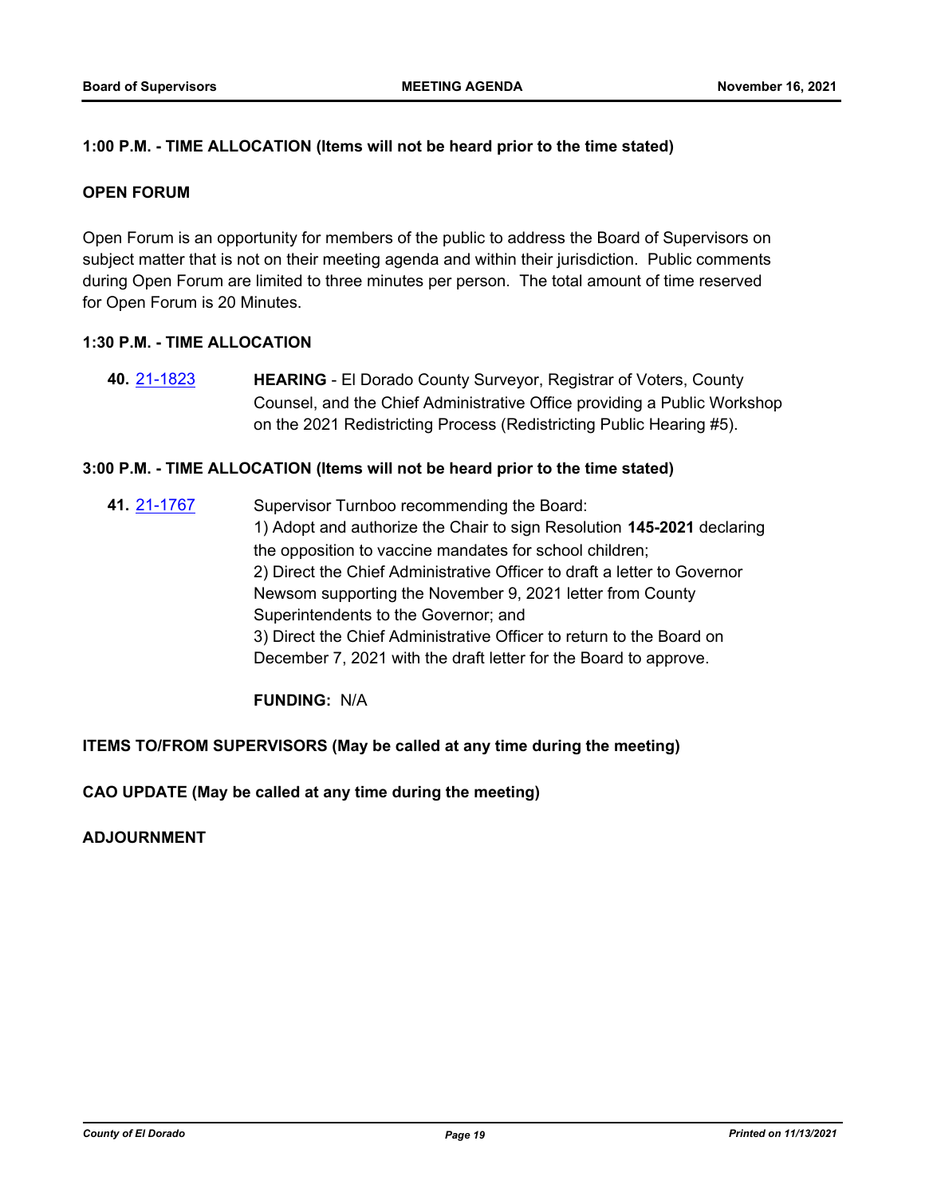**1:00 P.M. - TIME ALLOCATION (Items will not be heard prior to the time stated)**

**OPEN FORUM**

Open Forum is an opportunity for members of the public to address the Board of Supervisors on subject matter that is not on their meeting agenda and within their jurisdiction. Public comments during Open Forum are limited to three minutes per person. The total amount of time reserved for Open Forum is 20 Minutes.

**1:30 P.M. - TIME ALLOCATION**

**40.** 21-1823 **HEARING** - El Dorado County Surveyor, Registrar of Voters, County Counsel, and the Chief Administrative Office providing a Public Workshop on the 2021 Redistricting Process (Redistricting Public Hearing #5).

**3:00 P.M. - TIME ALLOCATION (Items will not be heard prior to the time stated)**

**41.** 21-1767 Supervisor Turnboo recommending the Board:
1) Adopt and authorize the Chair to sign Resolution **145-2021** declaring the opposition to vaccine mandates for school children;
2) Direct the Chief Administrative Officer to draft a letter to Governor Newsom supporting the November 9, 2021 letter from County Superintendents to the Governor; and
3) Direct the Chief Administrative Officer to return to the Board on December 7, 2021 with the draft letter for the Board to approve.

**FUNDING:** N/A

**ITEMS TO/FROM SUPERVISORS (May be called at any time during the meeting)**

**CAO UPDATE (May be called at any time during the meeting)**

**ADJOURNMENT**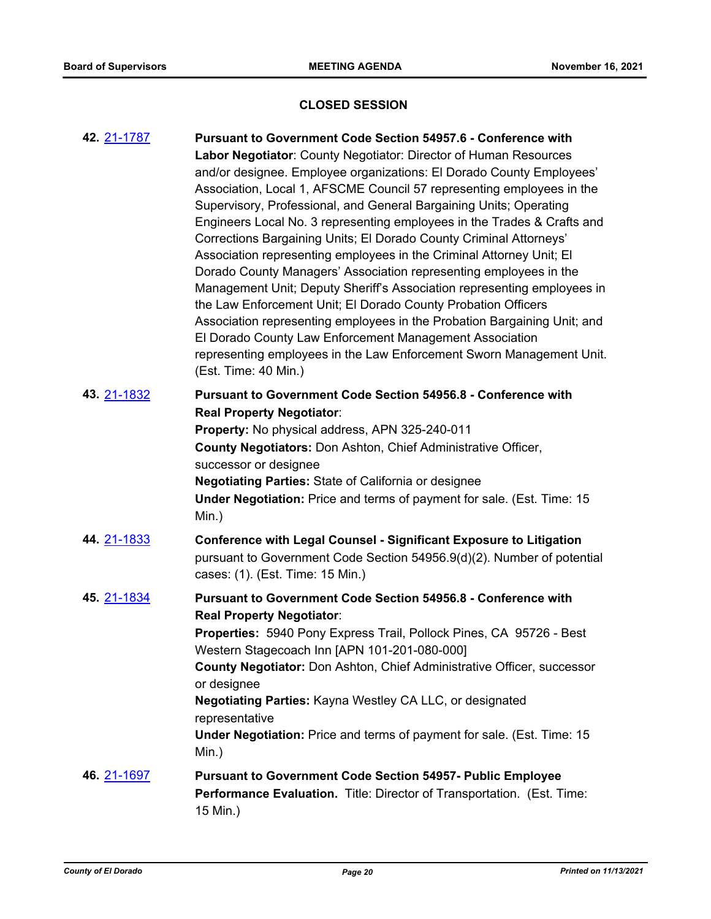## CLOSED SESSION

**42.** 21-1787 **Pursuant to Government Code Section 54957.6 - Conference with Labor Negotiator**: County Negotiator: Director of Human Resources and/or designee. Employee organizations: El Dorado County Employees' Association, Local 1, AFSCME Council 57 representing employees in the Supervisory, Professional, and General Bargaining Units; Operating Engineers Local No. 3 representing employees in the Trades & Crafts and Corrections Bargaining Units; El Dorado County Criminal Attorneys' Association representing employees in the Criminal Attorney Unit; El Dorado County Managers' Association representing employees in the Management Unit; Deputy Sheriff's Association representing employees in the Law Enforcement Unit; El Dorado County Probation Officers Association representing employees in the Probation Bargaining Unit; and El Dorado County Law Enforcement Management Association representing employees in the Law Enforcement Sworn Management Unit. (Est. Time: 40 Min.)

**43.** 21-1832 **Pursuant to Government Code Section 54956.8 - Conference with Real Property Negotiator**:

**Property:** No physical address, APN 325-240-011

**County Negotiators:** Don Ashton, Chief Administrative Officer, successor or designee

**Negotiating Parties:** State of California or designee

**Under Negotiation:** Price and terms of payment for sale. (Est. Time: 15 Min.)

**44.** 21-1833 **Conference with Legal Counsel - Significant Exposure to Litigation** pursuant to Government Code Section 54956.9(d)(2). Number of potential cases: (1). (Est. Time: 15 Min.)

**45.** 21-1834 **Pursuant to Government Code Section 54956.8 - Conference with Real Property Negotiator**:

**Properties:** 5940 Pony Express Trail, Pollock Pines, CA 95726 - Best Western Stagecoach Inn [APN 101-201-080-000]

**County Negotiator:** Don Ashton, Chief Administrative Officer, successor or designee

**Negotiating Parties:** Kayna Westley CA LLC, or designated representative

**Under Negotiation:** Price and terms of payment for sale. (Est. Time: 15 Min.)

**46.** 21-1697 **Pursuant to Government Code Section 54957- Public Employee Performance Evaluation.** Title: Director of Transportation. (Est. Time: 15 Min.)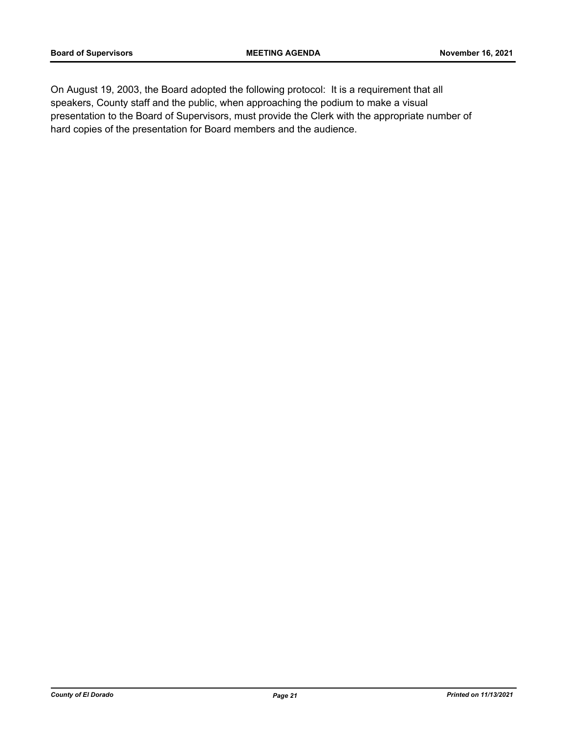On August 19, 2003, the Board adopted the following protocol: It is a requirement that all speakers, County staff and the public, when approaching the podium to make a visual presentation to the Board of Supervisors, must provide the Clerk with the appropriate number of hard copies of the presentation for Board members and the audience.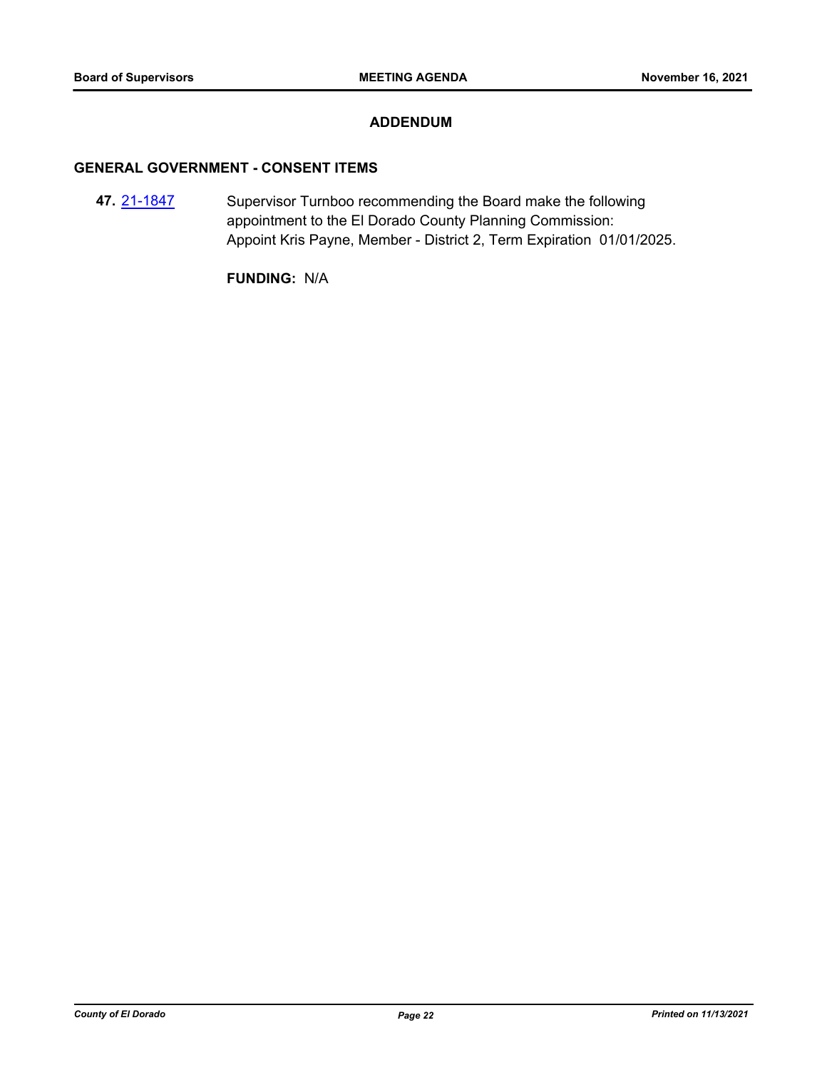## ADDENDUM

### GENERAL GOVERNMENT - CONSENT ITEMS

**47.** 21-1847 Supervisor Turnboo recommending the Board make the following appointment to the El Dorado County Planning Commission:
Appoint Kris Payne, Member - District 2, Term Expiration 01/01/2025.

**FUNDING:** N/A